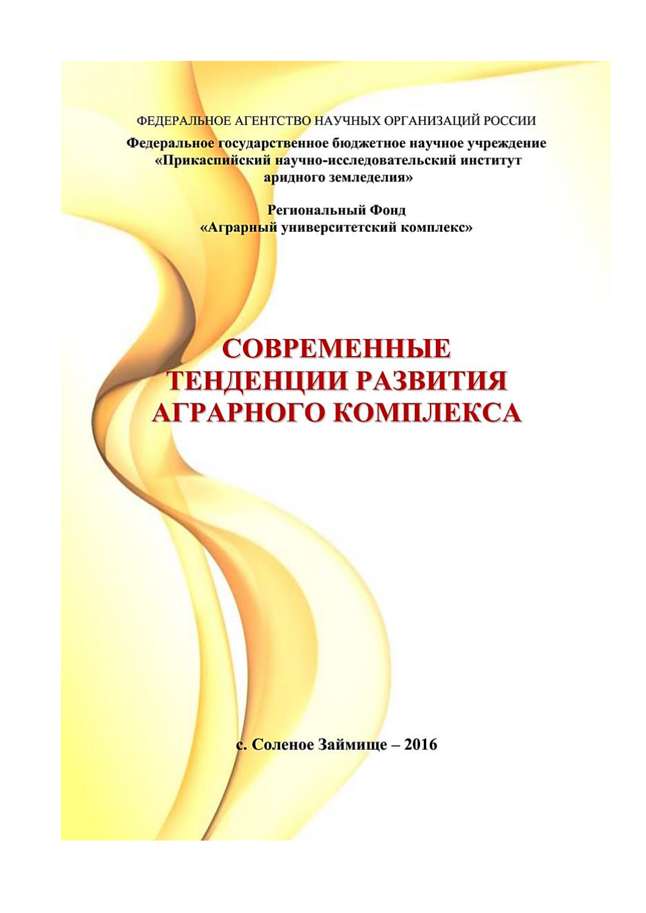ФЕДЕРАЛЬНОЕ АГЕНТСТВО НАУЧНЫХ ОРГАНИЗАЦИЙ РОССИИ

**Федеральное государственное бюджетное научное учреждение «Прикаспийский научно-исследовательский институт аридного земледелия»**

**Региональный Фонд «Аграрный университетский комплекс»**

# СОВРЕМЕННЫЕ ТЕНДЕНЦИИ РАЗВИТИЯ АГРАРНОГО КОМПЛЕКСА

**с. Соленое Займище – 2016**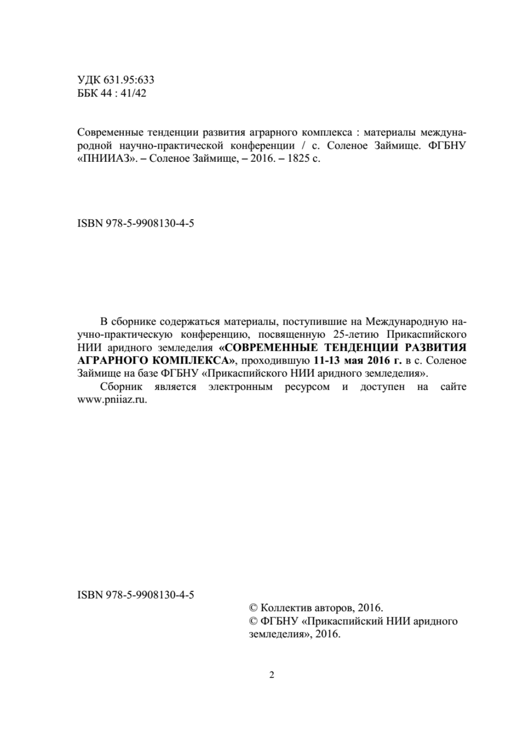УДК 631.95:633
ББК 44 : 41/42

Современные тенденции развития аграрного комплекса : материалы международной научно-практической конференции / с. Соленое Займище. ФГБНУ «ПНИИАЗ». – Соленое Займище, – 2016. – 1825 с.

ISBN 978-5-9908130-4-5

В сборнике содержаться материалы, поступившие на Международную научно-практическую конференцию, посвященную 25-летию Прикаспийского НИИ аридного земледелия **«СОВРЕМЕННЫЕ ТЕНДЕНЦИИ РАЗВИТИЯ АГРАРНОГО КОМПЛЕКСА»**, проходившую **11-13 мая 2016 г.** в с. Соленое Займище на базе ФГБНУ «Прикаспийского НИИ аридного земледелия».

Сборник является электронным ресурсом и доступен на сайте www.pniiaz.ru.

ISBN 978-5-9908130-4-5

© Коллектив авторов, 2016.
© ФГБНУ «Прикаспийский НИИ аридного земледелия», 2016.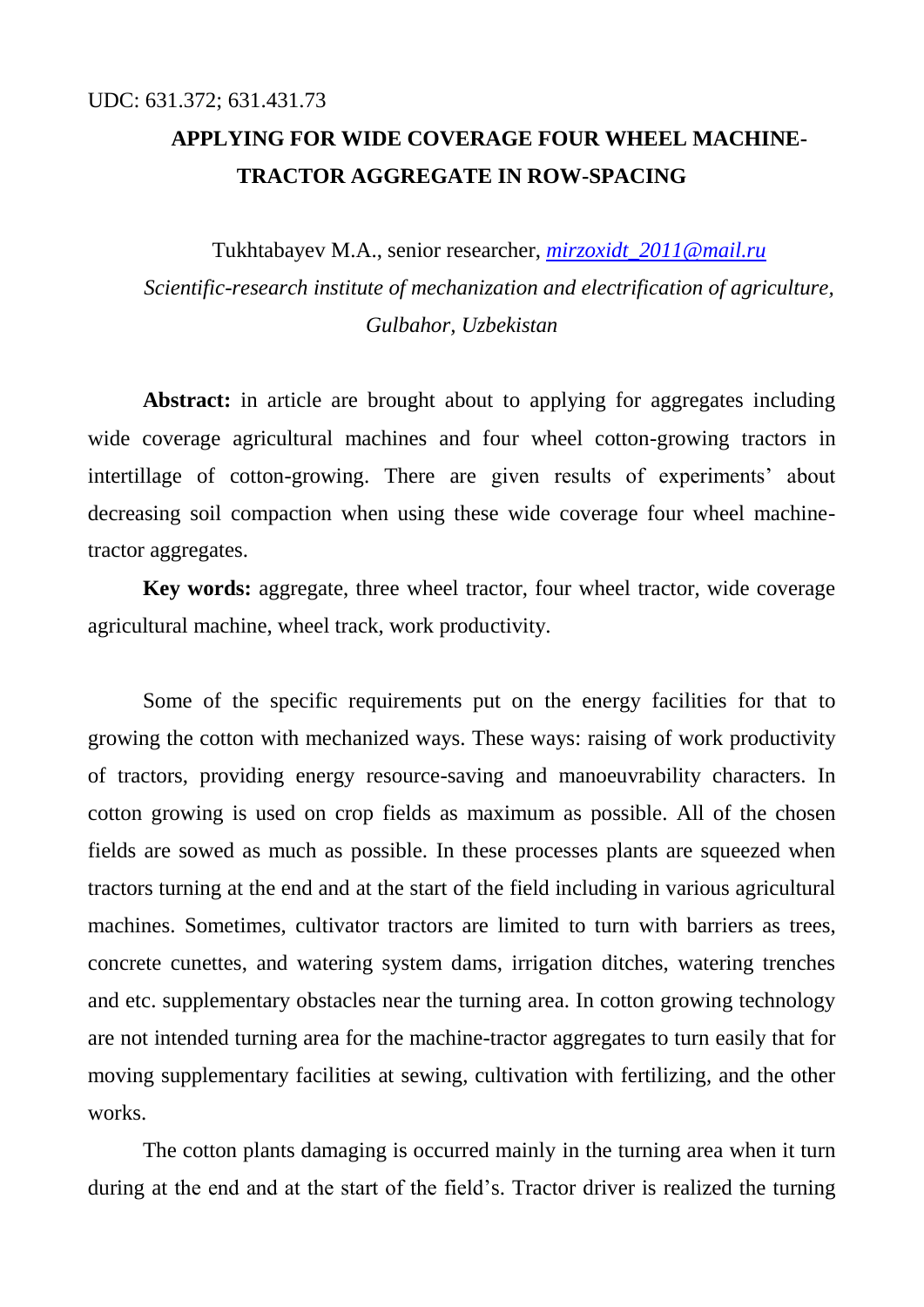UDC: 631.372; 631.431.73

# APPLYING FOR WIDE COVERAGE FOUR WHEEL MACHINE-TRACTOR AGGREGATE IN ROW-SPACING

Tukhtabayev M.A., senior researcher, mirzoxidt_2011@mail.ru

*Scientific-research institute of mechanization and electrification of agriculture, Gulbahor, Uzbekistan*

**Abstract:** in article are brought about to applying for aggregates including wide coverage agricultural machines and four wheel cotton-growing tractors in intertillage of cotton-growing. There are given results of experiments' about decreasing soil compaction when using these wide coverage four wheel machine-tractor aggregates.

**Key words:** aggregate, three wheel tractor, four wheel tractor, wide coverage agricultural machine, wheel track, work productivity.

Some of the specific requirements put on the energy facilities for that to growing the cotton with mechanized ways. These ways: raising of work productivity of tractors, providing energy resource-saving and manoeuvrability characters. In cotton growing is used on crop fields as maximum as possible. All of the chosen fields are sowed as much as possible. In these processes plants are squeezed when tractors turning at the end and at the start of the field including in various agricultural machines. Sometimes, cultivator tractors are limited to turn with barriers as trees, concrete cunettes, and watering system dams, irrigation ditches, watering trenches and etc. supplementary obstacles near the turning area. In cotton growing technology are not intended turning area for the machine-tractor aggregates to turn easily that for moving supplementary facilities at sewing, cultivation with fertilizing, and the other works.

The cotton plants damaging is occurred mainly in the turning area when it turn during at the end and at the start of the field's. Tractor driver is realized the turning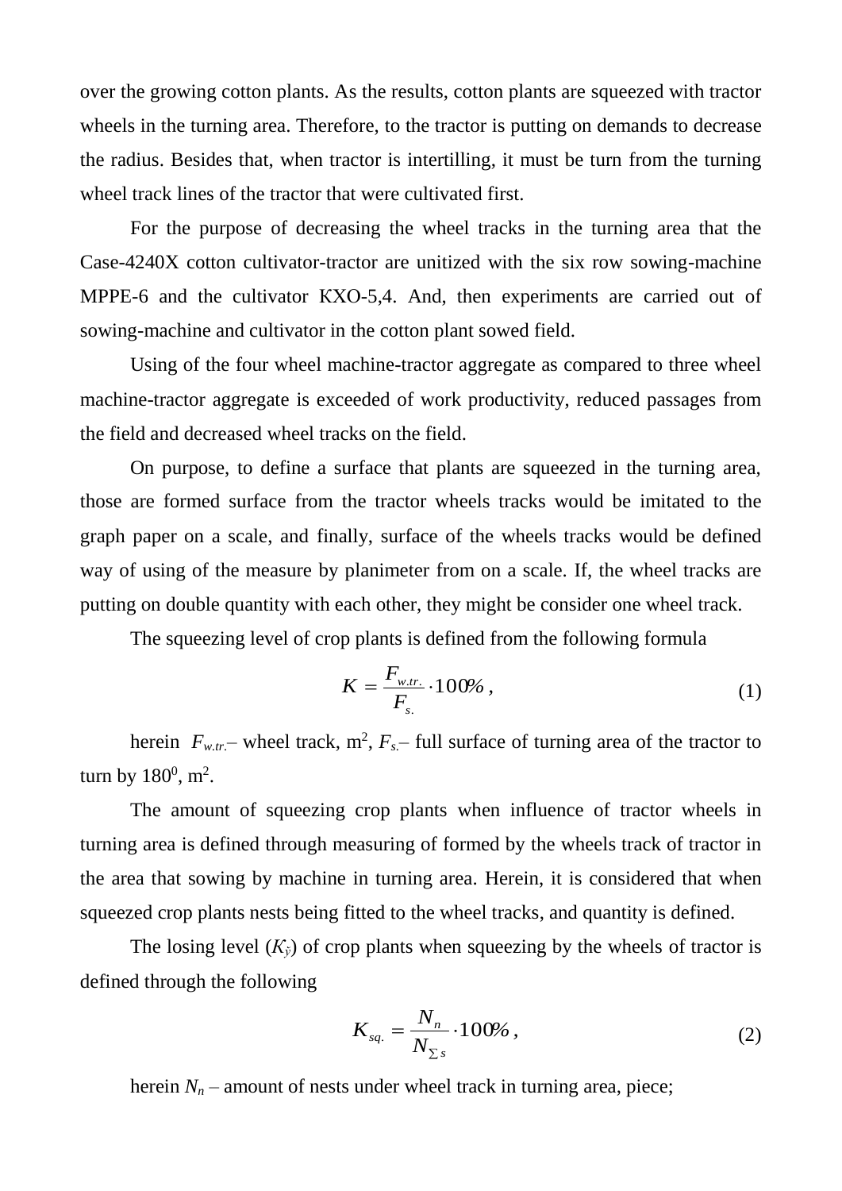over the growing cotton plants. As the results, cotton plants are squeezed with tractor wheels in the turning area. Therefore, to the tractor is putting on demands to decrease the radius. Besides that, when tractor is intertilling, it must be turn from the turning wheel track lines of the tractor that were cultivated first.

For the purpose of decreasing the wheel tracks in the turning area that the Case-4240X cotton cultivator-tractor are unitized with the six row sowing-machine MPPE-6 and the cultivator КХО-5,4. And, then experiments are carried out of sowing-machine and cultivator in the cotton plant sowed field.

Using of the four wheel machine-tractor aggregate as compared to three wheel machine-tractor aggregate is exceeded of work productivity, reduced passages from the field and decreased wheel tracks on the field.

On purpose, to define a surface that plants are squeezed in the turning area, those are formed surface from the tractor wheels tracks would be imitated to the graph paper on a scale, and finally, surface of the wheels tracks would be defined way of using of the measure by planimeter from on a scale. If, the wheel tracks are putting on double quantity with each other, they might be consider one wheel track.

The squeezing level of crop plants is defined from the following formula

$$K = \frac{F_{w.tr.}}{F_{s.}} \cdot 100\% , \tag{1}$$

herein $F_{w.tr.}$– wheel track, m$^2$, $F_{s.}$– full surface of turning area of the tractor to turn by $180^0$, m$^2$.

The amount of squeezing crop plants when influence of tractor wheels in turning area is defined through measuring of formed by the wheels track of tractor in the area that sowing by machine in turning area. Herein, it is considered that when squeezed crop plants nests being fitted to the wheel tracks, and quantity is defined.

The losing level ($K_{ў}$) of crop plants when squeezing by the wheels of tractor is defined through the following

$$K_{sq.} = \frac{N_n}{N_{\sum s}} \cdot 100\% , \tag{2}$$

herein $N_n$ – amount of nests under wheel track in turning area, piece;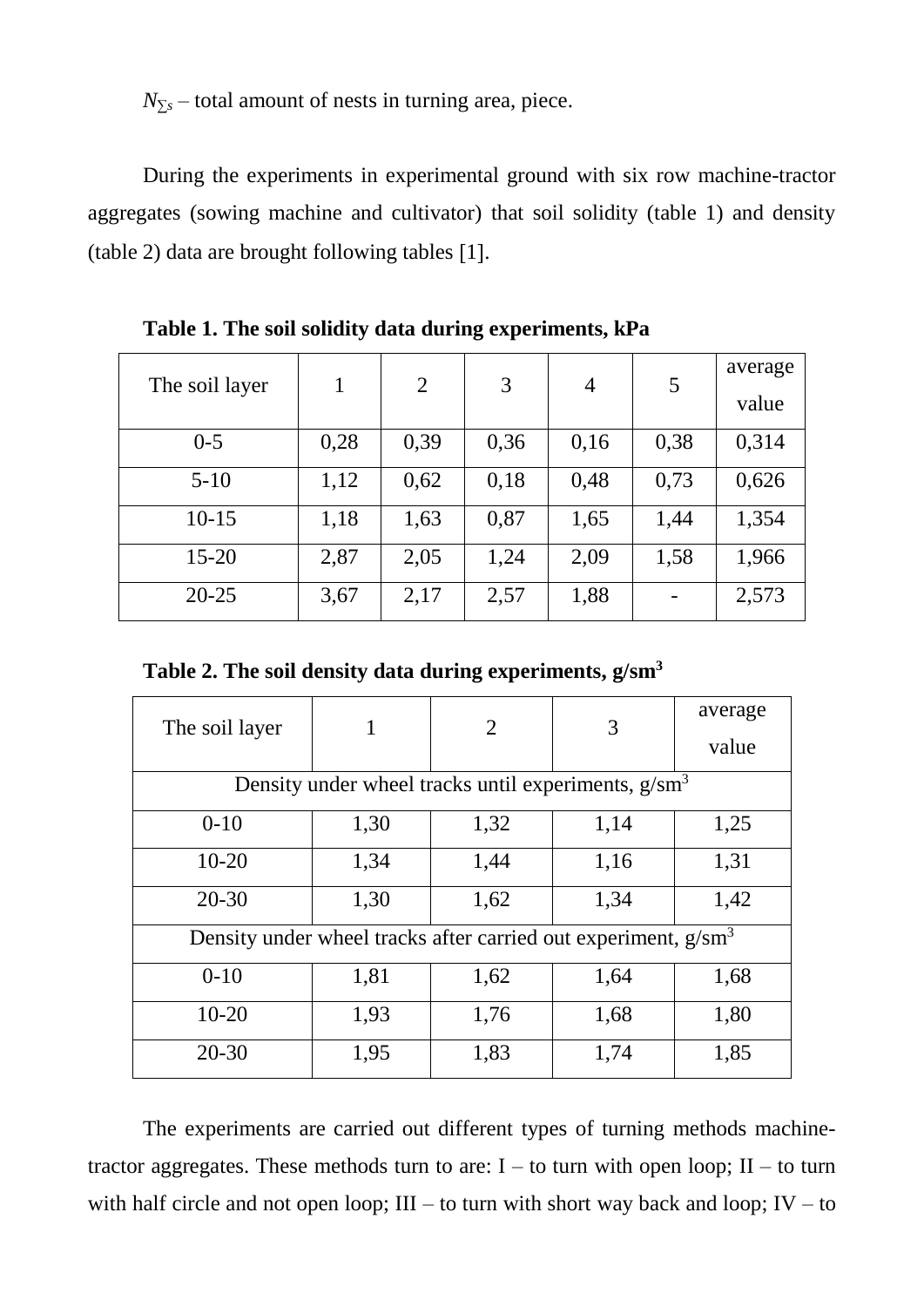$N_{\sum s}$ – total amount of nests in turning area, piece.

During the experiments in experimental ground with six row machine-tractor aggregates (sowing machine and cultivator) that soil solidity (table 1) and density (table 2) data are brought following tables [1].

**Table 1. The soil solidity data during experiments, kPa**

| The soil layer | 1 | 2 | 3 | 4 | 5 | average value |
|---|---|---|---|---|---|---|
| 0-5 | 0,28 | 0,39 | 0,36 | 0,16 | 0,38 | 0,314 |
| 5-10 | 1,12 | 0,62 | 0,18 | 0,48 | 0,73 | 0,626 |
| 10-15 | 1,18 | 1,63 | 0,87 | 1,65 | 1,44 | 1,354 |
| 15-20 | 2,87 | 2,05 | 1,24 | 2,09 | 1,58 | 1,966 |
| 20-25 | 3,67 | 2,17 | 2,57 | 1,88 | - | 2,573 |

**Table 2. The soil density data during experiments, g/sm$^3$**

| The soil layer | 1 | 2 | 3 | average value |
|---|---|---|---|---|
| Density under wheel tracks until experiments, g/sm$^3$ | | | | |
| 0-10 | 1,30 | 1,32 | 1,14 | 1,25 |
| 10-20 | 1,34 | 1,44 | 1,16 | 1,31 |
| 20-30 | 1,30 | 1,62 | 1,34 | 1,42 |
| Density under wheel tracks after carried out experiment, g/sm$^3$ | | | | |
| 0-10 | 1,81 | 1,62 | 1,64 | 1,68 |
| 10-20 | 1,93 | 1,76 | 1,68 | 1,80 |
| 20-30 | 1,95 | 1,83 | 1,74 | 1,85 |

The experiments are carried out different types of turning methods machine-tractor aggregates. These methods turn to are: I – to turn with open loop; II – to turn with half circle and not open loop; III – to turn with short way back and loop; IV – to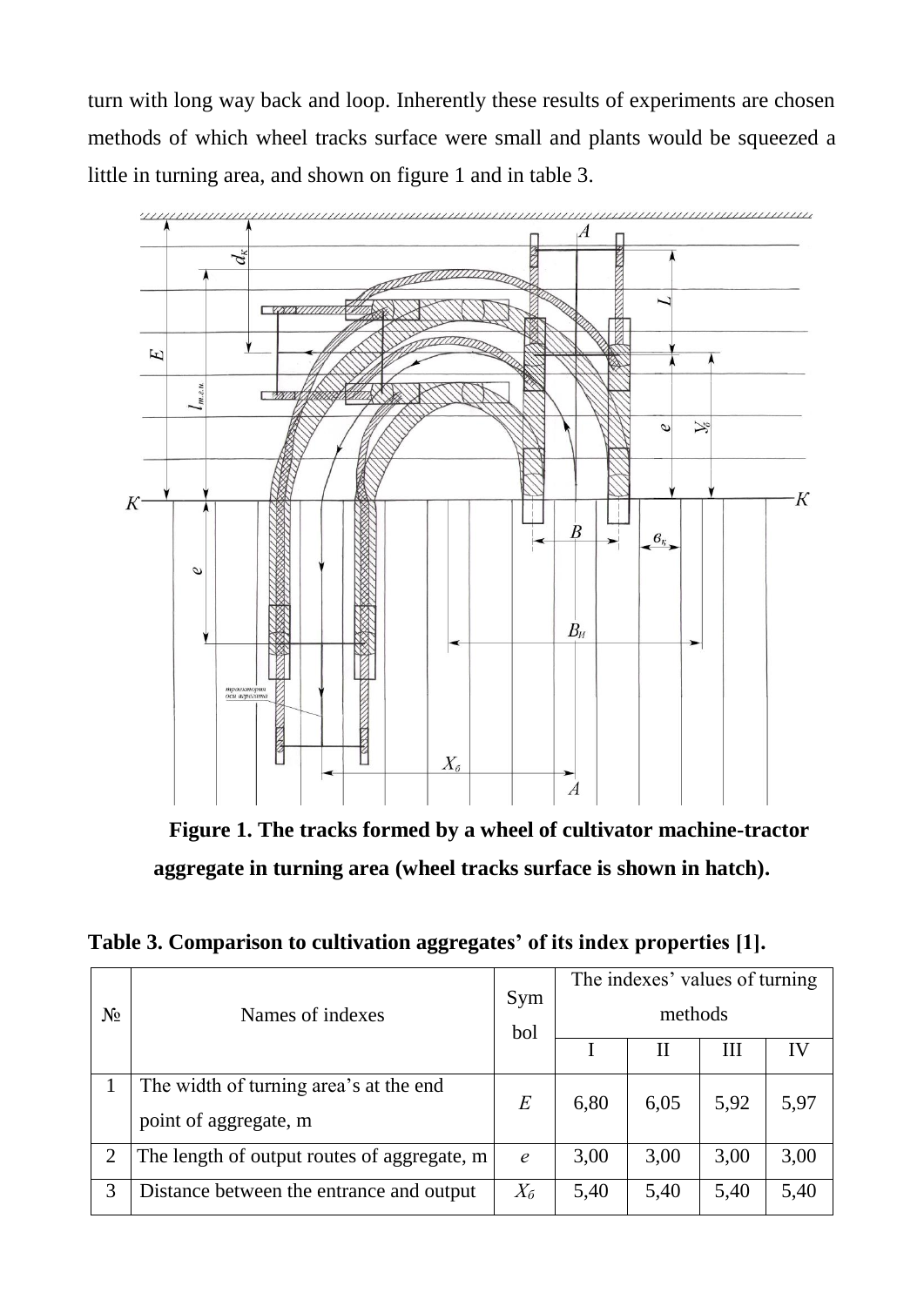turn with long way back and loop. Inherently these results of experiments are chosen methods of which wheel tracks surface were small and plants would be squeezed a little in turning area, and shown on figure 1 and in table 3.

**Figure 1. The tracks formed by a wheel of cultivator machine-tractor aggregate in turning area (wheel tracks surface is shown in hatch).**

**Table 3. Comparison to cultivation aggregates' of its index properties [1].**

| № | Names of indexes | Symbol | The indexes' values of turning methods | | | |
|---|---|---|---|---|---|---|
| | | | I | II | III | IV |
| 1 | The width of turning area's at the end point of aggregate, m | $E$ | 6,80 | 6,05 | 5,92 | 5,97 |
| 2 | The length of output routes of aggregate, m | $e$ | 3,00 | 3,00 | 3,00 | 3,00 |
| 3 | Distance between the entrance and output | $X_б$ | 5,40 | 5,40 | 5,40 | 5,40 |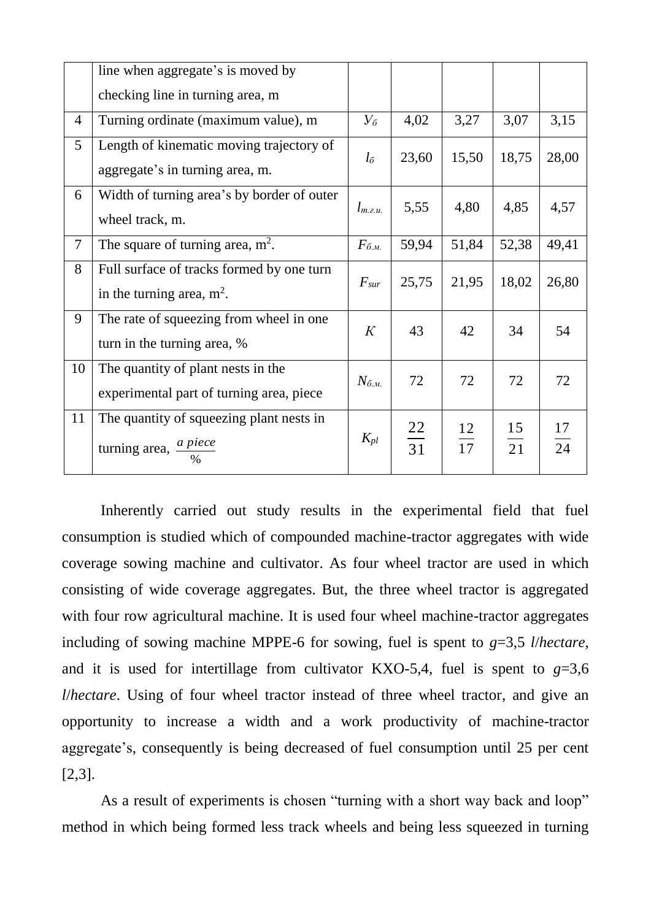| | line when aggregate's is moved by checking line in turning area, m | | | | | |
|---|---|---|---|---|---|---|
| 4 | Turning ordinate (maximum value), m | $У_б$ | 4,02 | 3,27 | 3,07 | 3,15 |
| 5 | Length of kinematic moving trajectory of aggregate's in turning area, m. | $l_б$ | 23,60 | 15,50 | 18,75 | 28,00 |
| 6 | Width of turning area's by border of outer wheel track, m. | $l_{т.г.и.}$ | 5,55 | 4,80 | 4,85 | 4,57 |
| 7 | The square of turning area, $m^2$. | $F_{б.м.}$ | 59,94 | 51,84 | 52,38 | 49,41 |
| 8 | Full surface of tracks formed by one turn in the turning area, $m^2$. | $F_{sur}$ | 25,75 | 21,95 | 18,02 | 26,80 |
| 9 | The rate of squeezing from wheel in one turn in the turning area, % | $K$ | 43 | 42 | 34 | 54 |
| 10 | The quantity of plant nests in the experimental part of turning area, piece | $N_{б.м.}$ | 72 | 72 | 72 | 72 |
| 11 | The quantity of squeezing plant nests in turning area, $\frac{a\ piece}{\%}$ | $K_{pl}$ | $\frac{22}{31}$ | $\frac{12}{17}$ | $\frac{15}{21}$ | $\frac{17}{24}$ |

Inherently carried out study results in the experimental field that fuel consumption is studied which of compounded machine-tractor aggregates with wide coverage sowing machine and cultivator. As four wheel tractor are used in which consisting of wide coverage aggregates. But, the three wheel tractor is aggregated with four row agricultural machine. It is used four wheel machine-tractor aggregates including of sowing machine MPPE-6 for sowing, fuel is spent to $g$=3,5 *l*/*hectare*, and it is used for intertillage from cultivator KXO-5,4, fuel is spent to $g$=3,6 *l*/*hectare*. Using of four wheel tractor instead of three wheel tractor, and give an opportunity to increase a width and a work productivity of machine-tractor aggregate's, consequently is being decreased of fuel consumption until 25 per cent [2,3].

As a result of experiments is chosen "turning with a short way back and loop" method in which being formed less track wheels and being less squeezed in turning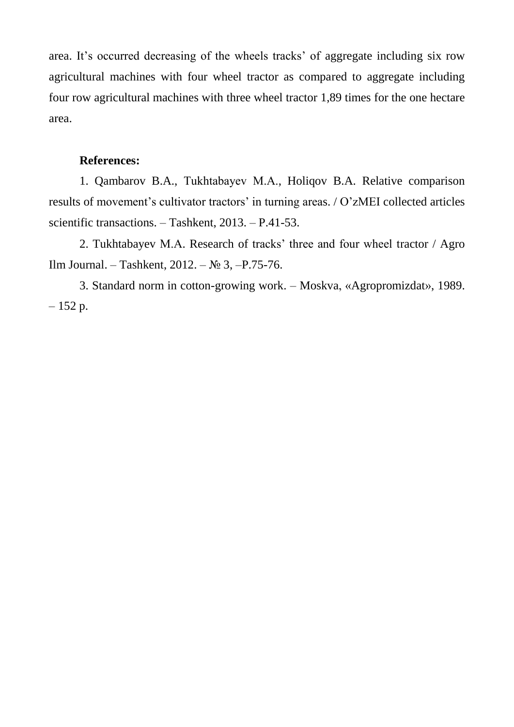area. It’s occurred decreasing of the wheels tracks’ of aggregate including six row agricultural machines with four wheel tractor as compared to aggregate including four row agricultural machines with three wheel tractor 1,89 times for the one hectare area.

**References:**

1. Qambarov B.A., Tukhtabayev M.A., Holiqov B.A. Relative comparison results of movement’s cultivator tractors’ in turning areas. / O’zMEI collected articles scientific transactions. – Tashkent, 2013. – P.41-53.

2. Tukhtabayev M.A. Research of tracks’ three and four wheel tractor / Agro Ilm Journal. – Tashkent, 2012. – № 3, –P.75-76.

3. Standard norm in cotton-growing work. – Moskva, «Agropromizdat», 1989. – 152 p.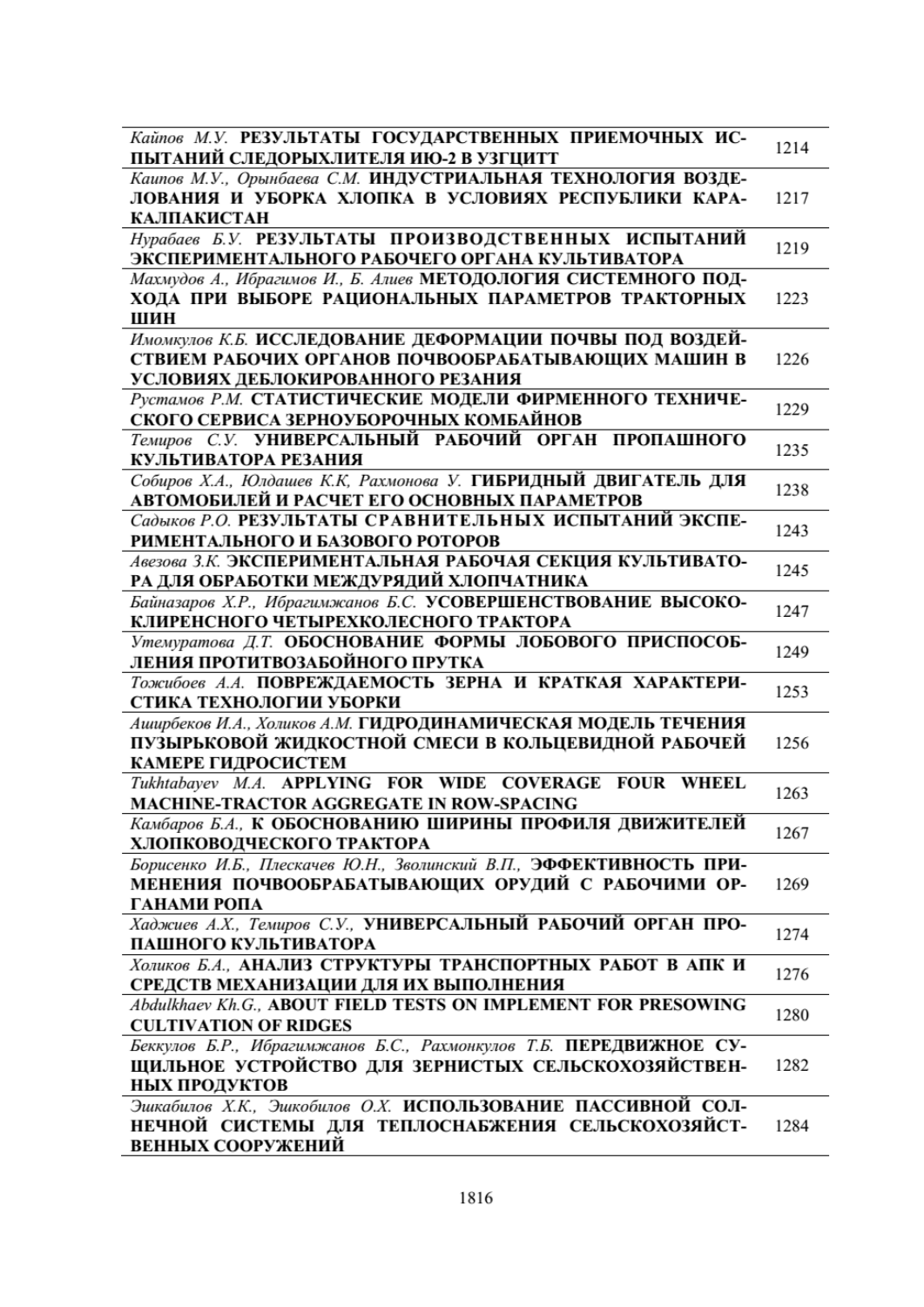| | |
|---|---|
| *Кайпов М.У.* **РЕЗУЛЬТАТЫ ГОСУДАРСТВЕННЫХ ПРИЕМОЧНЫХ ИСПЫТАНИЙ СЛЕДОРЫХЛИТЕЛЯ ИЮ-2 В УЗГЦИТТ** | 1214 |
| *Каипов М.У., Орынбаева С.М.* **ИНДУСТРИАЛЬНАЯ ТЕХНОЛОГИЯ ВОЗДЕЛОВАНИЯ И УБОРКА ХЛОПКА В УСЛОВИЯХ РЕСПУБЛИКИ КАРАКАЛПАКИСТАН** | 1217 |
| *Нурабаев Б.У.* **РЕЗУЛЬТАТЫ ПРОИЗВОДСТВЕННЫХ ИСПЫТАНИЙ ЭКСПЕРИМЕНТАЛЬНОГО РАБОЧЕГО ОРГАНА КУЛЬТИВАТОРА** | 1219 |
| *Махмудов А., Ибрагимов И., Б. Алиев* **МЕТОДОЛОГИЯ СИСТЕМНОГО ПОДХОДА ПРИ ВЫБОРЕ РАЦИОНАЛЬНЫХ ПАРАМЕТРОВ ТРАКТОРНЫХ ШИН** | 1223 |
| *Имомкулов К.Б.* **ИССЛЕДОВАНИЕ ДЕФОРМАЦИИ ПОЧВЫ ПОД ВОЗДЕЙСТВИЕМ РАБОЧИХ ОРГАНОВ ПОЧВООБРАБАТЫВАЮЩИХ МАШИН В УСЛОВИЯХ ДЕБЛОКИРОВАННОГО РЕЗАНИЯ** | 1226 |
| *Рустамов Р.М.* **СТАТИСТИЧЕСКИЕ МОДЕЛИ ФИРМЕННОГО ТЕХНИЧЕСКОГО СЕРВИСА ЗЕРНОУБОРОЧНЫХ КОМБАЙНОВ** | 1229 |
| *Темиров С.У.* **УНИВЕРСАЛЬНЫЙ РАБОЧИЙ ОРГАН ПРОПАШНОГО КУЛЬТИВАТОРА РЕЗАНИЯ** | 1235 |
| *Собиров Х.А., Юлдашев К.К, Рахмонова У.* **ГИБРИДНЫЙ ДВИГАТЕЛЬ ДЛЯ АВТОМОБИЛЕЙ И РАСЧЕТ ЕГО ОСНОВНЫХ ПАРАМЕТРОВ** | 1238 |
| *Садыков Р.О.* **РЕЗУЛЬТАТЫ СРАВНИТЕЛЬНЫХ ИСПЫТАНИЙ ЭКСПЕРИМЕНТАЛЬНОГО И БАЗОВОГО РОТОРОВ** | 1243 |
| *Авезова З.К.* **ЭКСПЕРИМЕНТАЛЬНАЯ РАБОЧАЯ СЕКЦИЯ КУЛЬТИВАТОРА ДЛЯ ОБРАБОТКИ МЕЖДУРЯДИЙ ХЛОПЧАТНИКА** | 1245 |
| *Байназаров Х.Р., Ибрагимжанов Б.С.* **УСОВЕРШЕНСТВОВАНИЕ ВЫСОКОКЛИРЕНСНОГО ЧЕТЫРЕХКОЛЕСНОГО ТРАКТОРА** | 1247 |
| *Утемуратова Д.Т.* **ОБОСНОВАНИЕ ФОРМЫ ЛОБОВОГО ПРИСПОСОБЛЕНИЯ ПРОТИТВОЗАБОЙНОГО ПРУТКА** | 1249 |
| *Тожибоев А.А.* **ПОВРЕЖДАЕМОСТЬ ЗЕРНА И КРАТКАЯ ХАРАКТЕРИСТИКА ТЕХНОЛОГИИ УБОРКИ** | 1253 |
| *Аширбеков И.А., Холиков А.М.* **ГИДРОДИНАМИЧЕСКАЯ МОДЕЛЬ ТЕЧЕНИЯ ПУЗЫРЬКОВОЙ ЖИДКОСТНОЙ СМЕСИ В КОЛЬЦЕВИДНОЙ РАБОЧЕЙ КАМЕРЕ ГИДРОСИСТЕМ** | 1256 |
| *Tukhtabayev M.A.* **APPLYING FOR WIDE COVERAGE FOUR WHEEL MACHINE-TRACTOR AGGREGATE IN ROW-SPACING** | 1263 |
| *Камбаров Б.А.,* **К ОБОСНОВАНИЮ ШИРИНЫ ПРОФИЛЯ ДВИЖИТЕЛЕЙ ХЛОПКОВОДЧЕСКОГО ТРАКТОРА** | 1267 |
| *Борисенко И.Б., Плескачев Ю.Н., Зволинский В.П.,* **ЭФФЕКТИВНОСТЬ ПРИМЕНЕНИЯ ПОЧВООБРАБАТЫВАЮЩИХ ОРУДИЙ С РАБОЧИМИ ОРГАНАМИ РОПА** | 1269 |
| *Хаджиев А.Х., Темиров С.У.,* **УНИВЕРСАЛЬНЫЙ РАБОЧИЙ ОРГАН ПРОПАШНОГО КУЛЬТИВАТОРА** | 1274 |
| *Холиков Б.А.,* **АНАЛИЗ СТРУКТУРЫ ТРАНСПОРТНЫХ РАБОТ В АПК И СРЕДСТВ МЕХАНИЗАЦИИ ДЛЯ ИХ ВЫПОЛНЕНИЯ** | 1276 |
| *Abdulkhaev Kh.G.,* **ABOUT FIELD TESTS ON IMPLEMENT FOR PRESOWING CULTIVATION OF RIDGES** | 1280 |
| *Беккулов Б.Р., Ибрагимжанов Б.С., Рахмонкулов Т.Б.* **ПЕРЕДВИЖНОЕ СУЩИЛЬНОЕ УСТРОЙСТВО ДЛЯ ЗЕРНИСТЫХ СЕЛЬСКОХОЗЯЙСТВЕННЫХ ПРОДУКТОВ** | 1282 |
| *Эшкабилов Х.К., Эшкобилов О.Х.* **ИСПОЛЬЗОВАНИЕ ПАССИВНОЙ СОЛНЕЧНОЙ СИСТЕМЫ ДЛЯ ТЕПЛОСНАБЖЕНИЯ СЕЛЬСКОХОЗЯЙСТВЕННЫХ СООРУЖЕНИЙ** | 1284 |